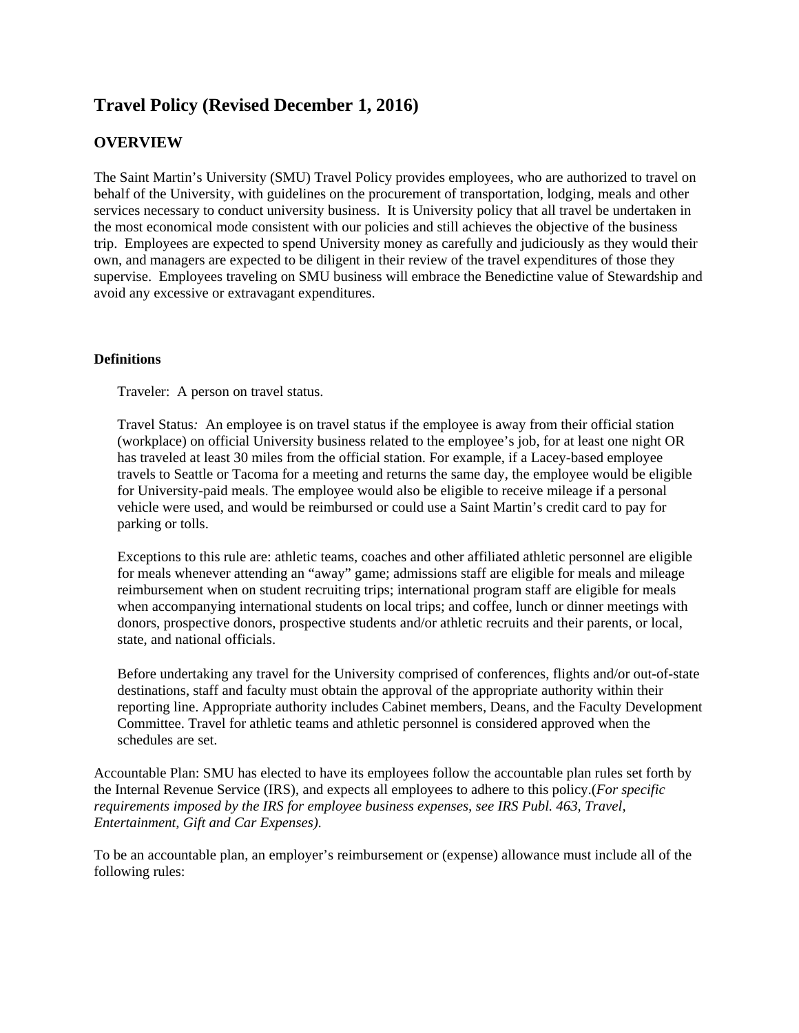# Travel Policy (Revised December 1, 2016)

## OVERVIEW

The Saint Martin's University (SMU) Travel Policy provides employees, who are authorized to travel on behalf of the University, with guidelines on the procurement of transportation, lodging, meals and other services necessary to conduct university business. It is University policy that all travel be undertaken in the most economical mode consistent with our policies and still achieves the objective of the business trip. Employees are expected to spend University money as carefully and judiciously as they would their own, and managers are expected to be diligent in their review of the travel expenditures of those they supervise. Employees traveling on SMU business will embrace the Benedictine value of Stewardship and avoid any excessive or extravagant expenditures.

### Definitions

Traveler: A person on travel status.

Travel Status*:* An employee is on travel status if the employee is away from their official station (workplace) on official University business related to the employee's job, for at least one night OR has traveled at least 30 miles from the official station. For example, if a Lacey-based employee travels to Seattle or Tacoma for a meeting and returns the same day, the employee would be eligible for University-paid meals. The employee would also be eligible to receive mileage if a personal vehicle were used, and would be reimbursed or could use a Saint Martin's credit card to pay for parking or tolls.

Exceptions to this rule are: athletic teams, coaches and other affiliated athletic personnel are eligible for meals whenever attending an "away" game; admissions staff are eligible for meals and mileage reimbursement when on student recruiting trips; international program staff are eligible for meals when accompanying international students on local trips; and coffee, lunch or dinner meetings with donors, prospective donors, prospective students and/or athletic recruits and their parents, or local, state, and national officials.

Before undertaking any travel for the University comprised of conferences, flights and/or out-of-state destinations, staff and faculty must obtain the approval of the appropriate authority within their reporting line. Appropriate authority includes Cabinet members, Deans, and the Faculty Development Committee. Travel for athletic teams and athletic personnel is considered approved when the schedules are set.

Accountable Plan: SMU has elected to have its employees follow the accountable plan rules set forth by the Internal Revenue Service (IRS), and expects all employees to adhere to this policy.(*For specific requirements imposed by the IRS for employee business expenses, see IRS Publ. 463, Travel, Entertainment, Gift and Car Expenses).*

To be an accountable plan, an employer's reimbursement or (expense) allowance must include all of the following rules: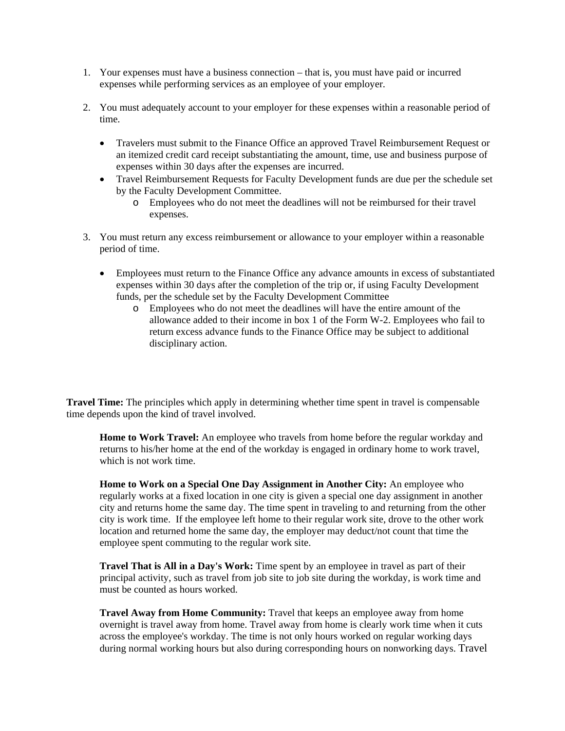1. Your expenses must have a business connection – that is, you must have paid or incurred expenses while performing services as an employee of your employer.

2. You must adequately account to your employer for these expenses within a reasonable period of time.

   - Travelers must submit to the Finance Office an approved Travel Reimbursement Request or an itemized credit card receipt substantiating the amount, time, use and business purpose of expenses within 30 days after the expenses are incurred.
   - Travel Reimbursement Requests for Faculty Development funds are due per the schedule set by the Faculty Development Committee.
     - Employees who do not meet the deadlines will not be reimbursed for their travel expenses.

3. You must return any excess reimbursement or allowance to your employer within a reasonable period of time.

   - Employees must return to the Finance Office any advance amounts in excess of substantiated expenses within 30 days after the completion of the trip or, if using Faculty Development funds, per the schedule set by the Faculty Development Committee
     - Employees who do not meet the deadlines will have the entire amount of the allowance added to their income in box 1 of the Form W-2. Employees who fail to return excess advance funds to the Finance Office may be subject to additional disciplinary action.

**Travel Time:** The principles which apply in determining whether time spent in travel is compensable time depends upon the kind of travel involved.

**Home to Work Travel:** An employee who travels from home before the regular workday and returns to his/her home at the end of the workday is engaged in ordinary home to work travel, which is not work time.

**Home to Work on a Special One Day Assignment in Another City:** An employee who regularly works at a fixed location in one city is given a special one day assignment in another city and returns home the same day. The time spent in traveling to and returning from the other city is work time. If the employee left home to their regular work site, drove to the other work location and returned home the same day, the employer may deduct/not count that time the employee spent commuting to the regular work site.

**Travel That is All in a Day's Work:** Time spent by an employee in travel as part of their principal activity, such as travel from job site to job site during the workday, is work time and must be counted as hours worked.

**Travel Away from Home Community:** Travel that keeps an employee away from home overnight is travel away from home. Travel away from home is clearly work time when it cuts across the employee's workday. The time is not only hours worked on regular working days during normal working hours but also during corresponding hours on nonworking days. Travel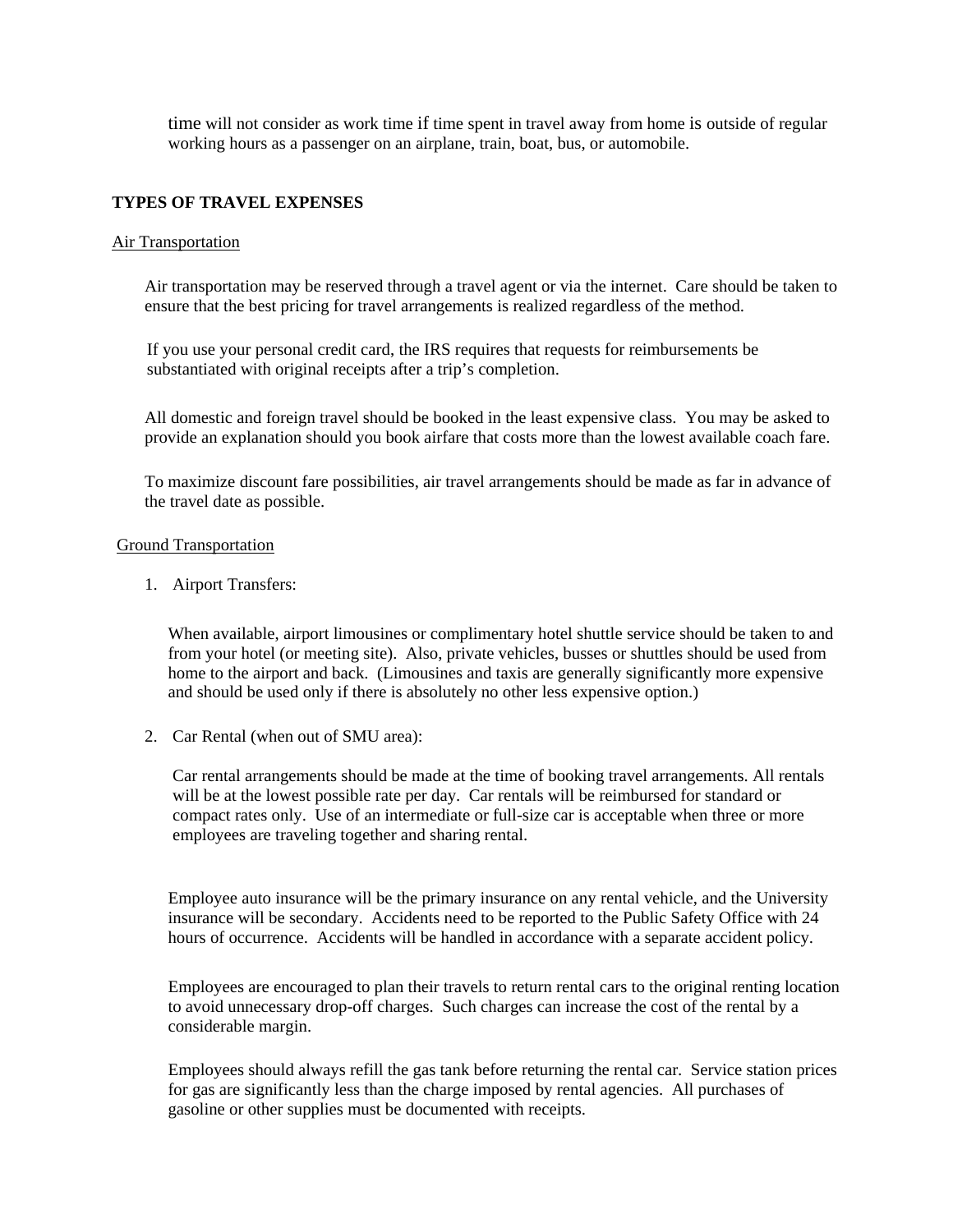time will not consider as work time if time spent in travel away from home is outside of regular working hours as a passenger on an airplane, train, boat, bus, or automobile.

**TYPES OF TRAVEL EXPENSES**

Air Transportation

Air transportation may be reserved through a travel agent or via the internet. Care should be taken to ensure that the best pricing for travel arrangements is realized regardless of the method.

If you use your personal credit card, the IRS requires that requests for reimbursements be substantiated with original receipts after a trip's completion.

All domestic and foreign travel should be booked in the least expensive class. You may be asked to provide an explanation should you book airfare that costs more than the lowest available coach fare.

To maximize discount fare possibilities, air travel arrangements should be made as far in advance of the travel date as possible.

Ground Transportation

1. Airport Transfers:

   When available, airport limousines or complimentary hotel shuttle service should be taken to and from your hotel (or meeting site). Also, private vehicles, busses or shuttles should be used from home to the airport and back. (Limousines and taxis are generally significantly more expensive and should be used only if there is absolutely no other less expensive option.)

2. Car Rental (when out of SMU area):

   Car rental arrangements should be made at the time of booking travel arrangements. All rentals will be at the lowest possible rate per day. Car rentals will be reimbursed for standard or compact rates only. Use of an intermediate or full-size car is acceptable when three or more employees are traveling together and sharing rental.

   Employee auto insurance will be the primary insurance on any rental vehicle, and the University insurance will be secondary. Accidents need to be reported to the Public Safety Office with 24 hours of occurrence. Accidents will be handled in accordance with a separate accident policy.

   Employees are encouraged to plan their travels to return rental cars to the original renting location to avoid unnecessary drop-off charges. Such charges can increase the cost of the rental by a considerable margin.

   Employees should always refill the gas tank before returning the rental car. Service station prices for gas are significantly less than the charge imposed by rental agencies. All purchases of gasoline or other supplies must be documented with receipts.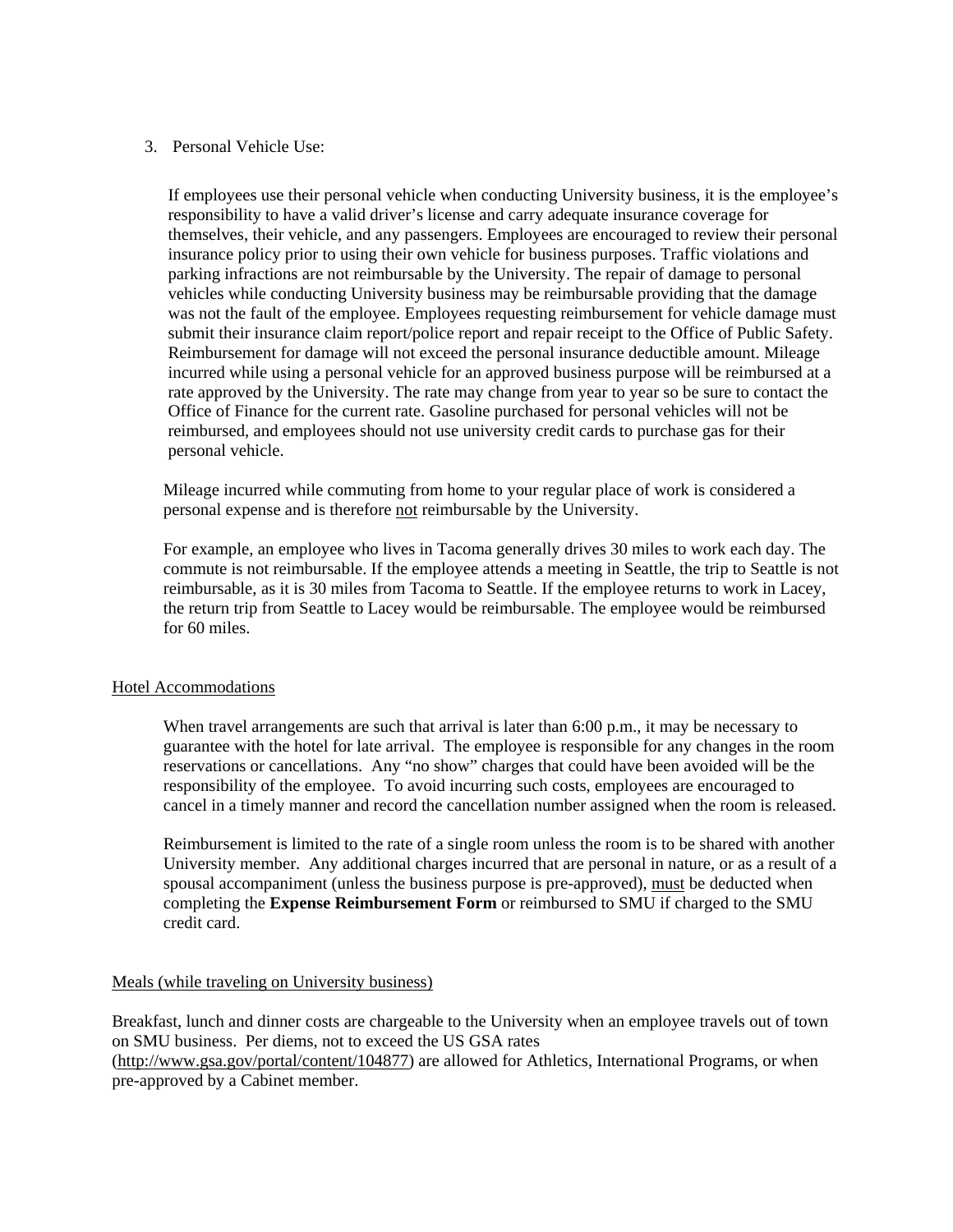3. Personal Vehicle Use:

   If employees use their personal vehicle when conducting University business, it is the employee's responsibility to have a valid driver's license and carry adequate insurance coverage for themselves, their vehicle, and any passengers. Employees are encouraged to review their personal insurance policy prior to using their own vehicle for business purposes. Traffic violations and parking infractions are not reimbursable by the University. The repair of damage to personal vehicles while conducting University business may be reimbursable providing that the damage was not the fault of the employee. Employees requesting reimbursement for vehicle damage must submit their insurance claim report/police report and repair receipt to the Office of Public Safety. Reimbursement for damage will not exceed the personal insurance deductible amount. Mileage incurred while using a personal vehicle for an approved business purpose will be reimbursed at a rate approved by the University. The rate may change from year to year so be sure to contact the Office of Finance for the current rate. Gasoline purchased for personal vehicles will not be reimbursed, and employees should not use university credit cards to purchase gas for their personal vehicle.

   Mileage incurred while commuting from home to your regular place of work is considered a personal expense and is therefore <u>not</u> reimbursable by the University.

   For example, an employee who lives in Tacoma generally drives 30 miles to work each day. The commute is not reimbursable. If the employee attends a meeting in Seattle, the trip to Seattle is not reimbursable, as it is 30 miles from Tacoma to Seattle. If the employee returns to work in Lacey, the return trip from Seattle to Lacey would be reimbursable. The employee would be reimbursed for 60 miles.

<u>Hotel Accommodations</u>

When travel arrangements are such that arrival is later than 6:00 p.m., it may be necessary to guarantee with the hotel for late arrival. The employee is responsible for any changes in the room reservations or cancellations. Any "no show" charges that could have been avoided will be the responsibility of the employee. To avoid incurring such costs, employees are encouraged to cancel in a timely manner and record the cancellation number assigned when the room is released.

Reimbursement is limited to the rate of a single room unless the room is to be shared with another University member. Any additional charges incurred that are personal in nature, or as a result of a spousal accompaniment (unless the business purpose is pre-approved), <u>must</u> be deducted when completing the **Expense Reimbursement Form** or reimbursed to SMU if charged to the SMU credit card.

<u>Meals (while traveling on University business)</u>

Breakfast, lunch and dinner costs are chargeable to the University when an employee travels out of town on SMU business. Per diems, not to exceed the US GSA rates (http://www.gsa.gov/portal/content/104877) are allowed for Athletics, International Programs, or when pre-approved by a Cabinet member.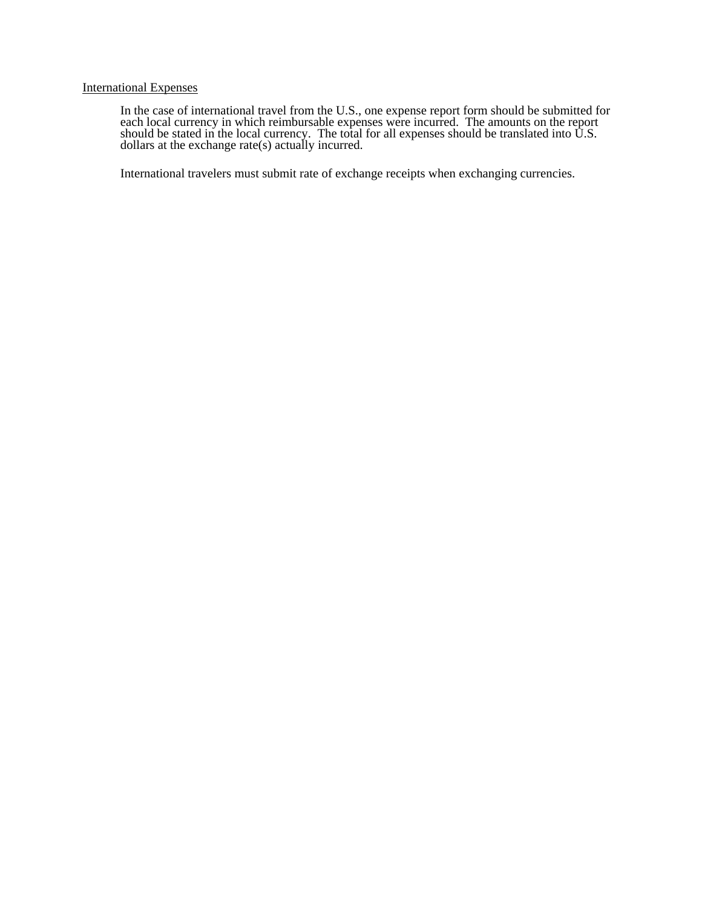International Expenses

In the case of international travel from the U.S., one expense report form should be submitted for each local currency in which reimbursable expenses were incurred.  The amounts on the report should be stated in the local currency.  The total for all expenses should be translated into U.S. dollars at the exchange rate(s) actually incurred.

International travelers must submit rate of exchange receipts when exchanging currencies.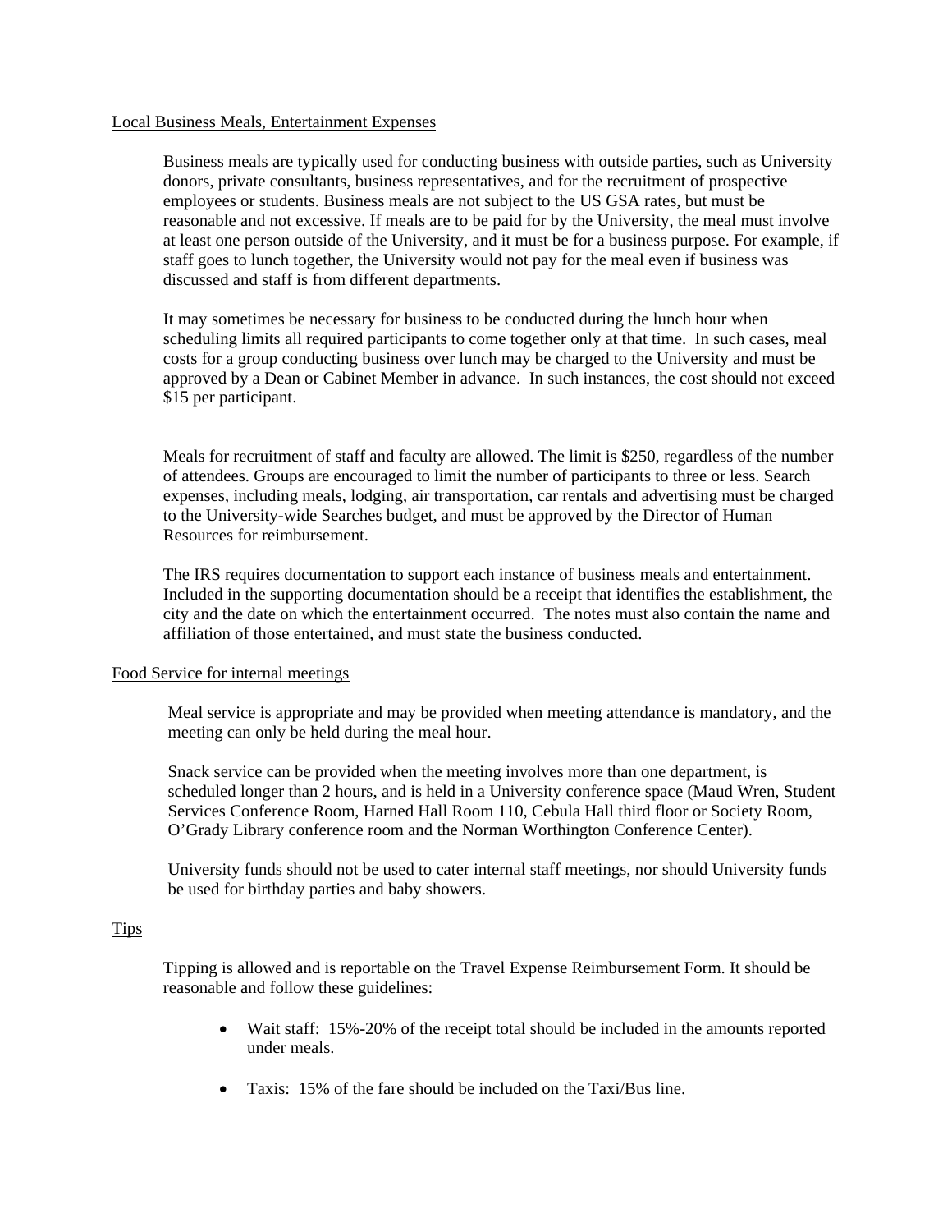## Local Business Meals, Entertainment Expenses

Business meals are typically used for conducting business with outside parties, such as University donors, private consultants, business representatives, and for the recruitment of prospective employees or students. Business meals are not subject to the US GSA rates, but must be reasonable and not excessive. If meals are to be paid for by the University, the meal must involve at least one person outside of the University, and it must be for a business purpose. For example, if staff goes to lunch together, the University would not pay for the meal even if business was discussed and staff is from different departments.

It may sometimes be necessary for business to be conducted during the lunch hour when scheduling limits all required participants to come together only at that time. In such cases, meal costs for a group conducting business over lunch may be charged to the University and must be approved by a Dean or Cabinet Member in advance. In such instances, the cost should not exceed $15 per participant.

Meals for recruitment of staff and faculty are allowed. The limit is $250, regardless of the number of attendees. Groups are encouraged to limit the number of participants to three or less. Search expenses, including meals, lodging, air transportation, car rentals and advertising must be charged to the University-wide Searches budget, and must be approved by the Director of Human Resources for reimbursement.

The IRS requires documentation to support each instance of business meals and entertainment. Included in the supporting documentation should be a receipt that identifies the establishment, the city and the date on which the entertainment occurred. The notes must also contain the name and affiliation of those entertained, and must state the business conducted.

## Food Service for internal meetings

Meal service is appropriate and may be provided when meeting attendance is mandatory, and the meeting can only be held during the meal hour.

Snack service can be provided when the meeting involves more than one department, is scheduled longer than 2 hours, and is held in a University conference space (Maud Wren, Student Services Conference Room, Harned Hall Room 110, Cebula Hall third floor or Society Room, O'Grady Library conference room and the Norman Worthington Conference Center).

University funds should not be used to cater internal staff meetings, nor should University funds be used for birthday parties and baby showers.

## Tips

Tipping is allowed and is reportable on the Travel Expense Reimbursement Form. It should be reasonable and follow these guidelines:

- Wait staff: 15%-20% of the receipt total should be included in the amounts reported under meals.
- Taxis: 15% of the fare should be included on the Taxi/Bus line.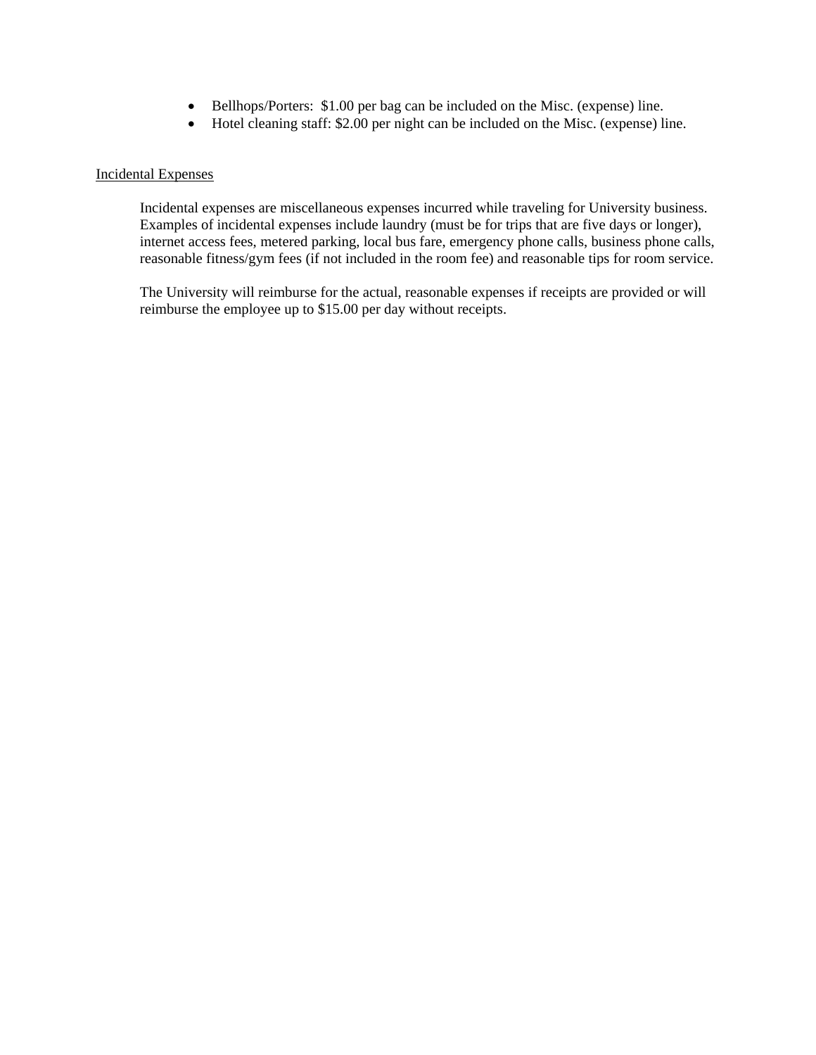- Bellhops/Porters: $1.00 per bag can be included on the Misc. (expense) line.
- Hotel cleaning staff: $2.00 per night can be included on the Misc. (expense) line.

## Incidental Expenses

Incidental expenses are miscellaneous expenses incurred while traveling for University business. Examples of incidental expenses include laundry (must be for trips that are five days or longer), internet access fees, metered parking, local bus fare, emergency phone calls, business phone calls, reasonable fitness/gym fees (if not included in the room fee) and reasonable tips for room service.

The University will reimburse for the actual, reasonable expenses if receipts are provided or will reimburse the employee up to $15.00 per day without receipts.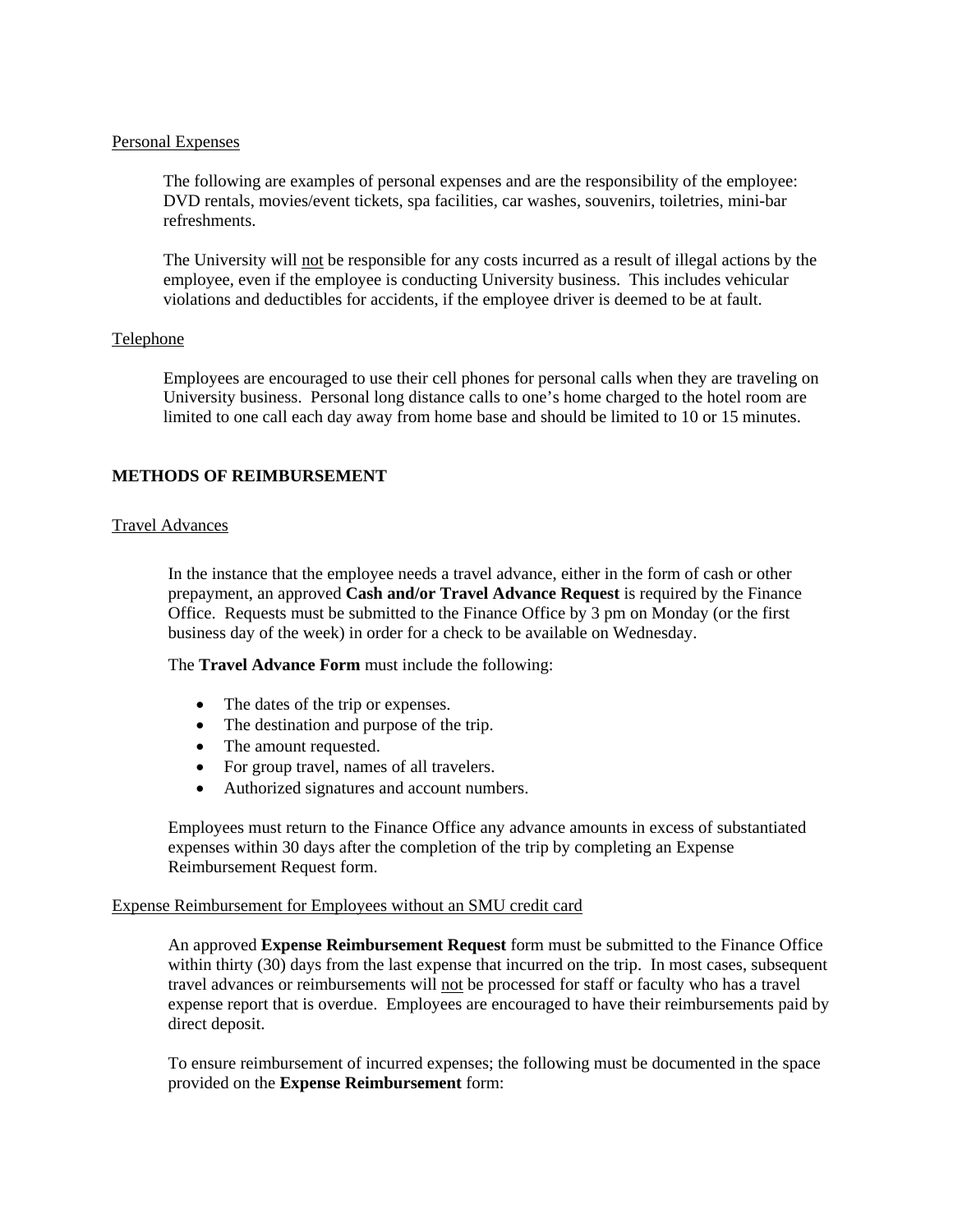Personal Expenses

The following are examples of personal expenses and are the responsibility of the employee: DVD rentals, movies/event tickets, spa facilities, car washes, souvenirs, toiletries, mini-bar refreshments.

The University will not be responsible for any costs incurred as a result of illegal actions by the employee, even if the employee is conducting University business. This includes vehicular violations and deductibles for accidents, if the employee driver is deemed to be at fault.

Telephone

Employees are encouraged to use their cell phones for personal calls when they are traveling on University business. Personal long distance calls to one's home charged to the hotel room are limited to one call each day away from home base and should be limited to 10 or 15 minutes.

## METHODS OF REIMBURSEMENT

Travel Advances

In the instance that the employee needs a travel advance, either in the form of cash or other prepayment, an approved **Cash and/or Travel Advance Request** is required by the Finance Office. Requests must be submitted to the Finance Office by 3 pm on Monday (or the first business day of the week) in order for a check to be available on Wednesday.

The **Travel Advance Form** must include the following:

- The dates of the trip or expenses.
- The destination and purpose of the trip.
- The amount requested.
- For group travel, names of all travelers.
- Authorized signatures and account numbers.

Employees must return to the Finance Office any advance amounts in excess of substantiated expenses within 30 days after the completion of the trip by completing an Expense Reimbursement Request form.

Expense Reimbursement for Employees without an SMU credit card

An approved **Expense Reimbursement Request** form must be submitted to the Finance Office within thirty (30) days from the last expense that incurred on the trip. In most cases, subsequent travel advances or reimbursements will not be processed for staff or faculty who has a travel expense report that is overdue. Employees are encouraged to have their reimbursements paid by direct deposit.

To ensure reimbursement of incurred expenses; the following must be documented in the space provided on the **Expense Reimbursement** form: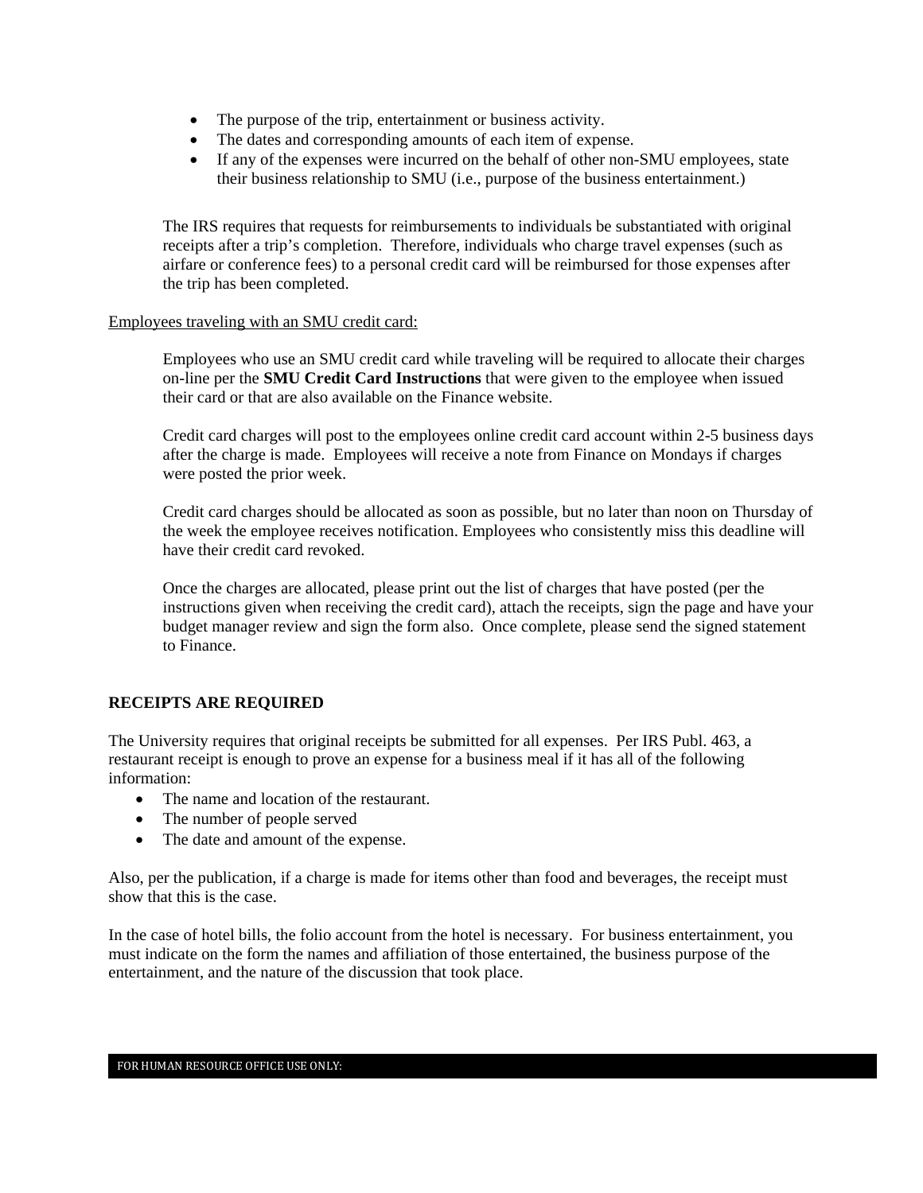- The purpose of the trip, entertainment or business activity.
- The dates and corresponding amounts of each item of expense.
- If any of the expenses were incurred on the behalf of other non-SMU employees, state their business relationship to SMU (i.e., purpose of the business entertainment.)

The IRS requires that requests for reimbursements to individuals be substantiated with original receipts after a trip's completion. Therefore, individuals who charge travel expenses (such as airfare or conference fees) to a personal credit card will be reimbursed for those expenses after the trip has been completed.

<u>Employees traveling with an SMU credit card:</u>

Employees who use an SMU credit card while traveling will be required to allocate their charges on-line per the **SMU Credit Card Instructions** that were given to the employee when issued their card or that are also available on the Finance website.

Credit card charges will post to the employees online credit card account within 2-5 business days after the charge is made. Employees will receive a note from Finance on Mondays if charges were posted the prior week.

Credit card charges should be allocated as soon as possible, but no later than noon on Thursday of the week the employee receives notification. Employees who consistently miss this deadline will have their credit card revoked.

Once the charges are allocated, please print out the list of charges that have posted (per the instructions given when receiving the credit card), attach the receipts, sign the page and have your budget manager review and sign the form also. Once complete, please send the signed statement to Finance.

**RECEIPTS ARE REQUIRED**

The University requires that original receipts be submitted for all expenses. Per IRS Publ. 463, a restaurant receipt is enough to prove an expense for a business meal if it has all of the following information:

- The name and location of the restaurant.
- The number of people served
- The date and amount of the expense.

Also, per the publication, if a charge is made for items other than food and beverages, the receipt must show that this is the case.

In the case of hotel bills, the folio account from the hotel is necessary. For business entertainment, you must indicate on the form the names and affiliation of those entertained, the business purpose of the entertainment, and the nature of the discussion that took place.

FOR HUMAN RESOURCE OFFICE USE ONLY: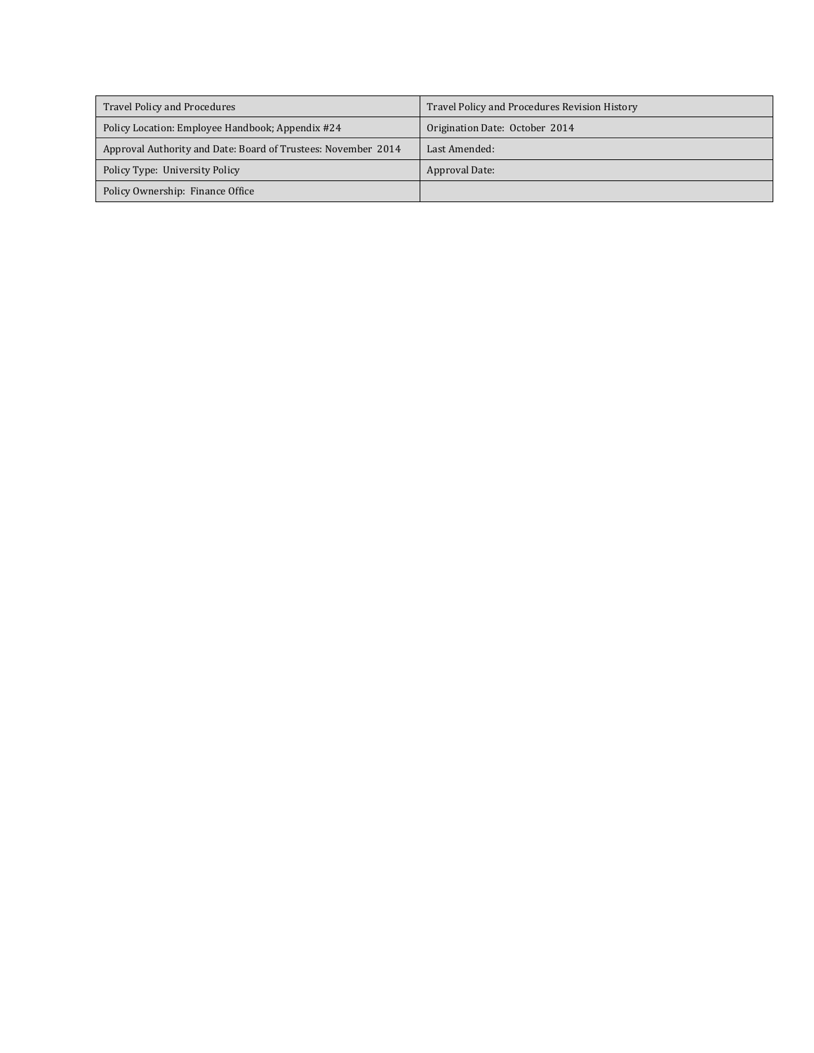| | |
|---|---|
| Travel Policy and Procedures | Travel Policy and Procedures Revision History |
| Policy Location: Employee Handbook; Appendix #24 | Origination Date: October 2014 |
| Approval Authority and Date: Board of Trustees: November 2014 | Last Amended: |
| Policy Type: University Policy | Approval Date: |
| Policy Ownership: Finance Office | |